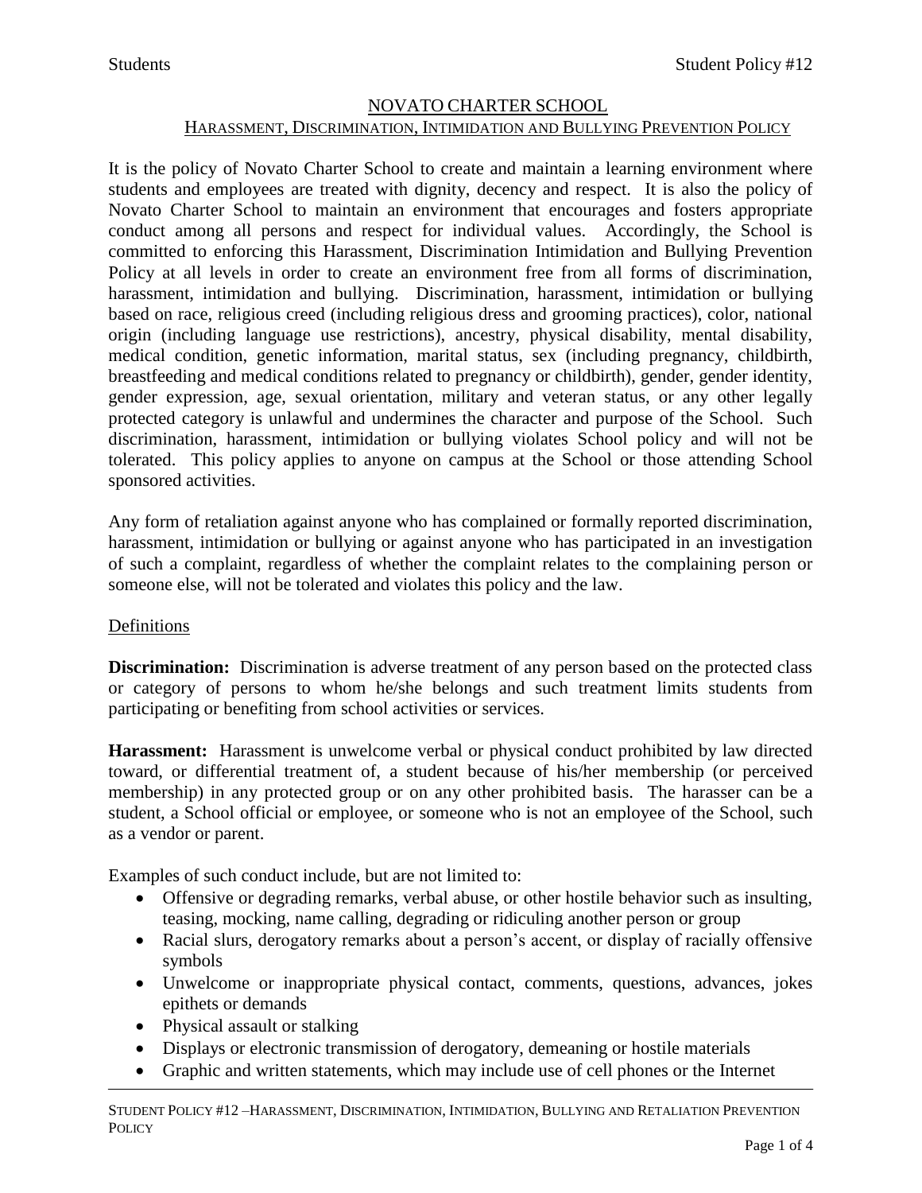# NOVATO CHARTER SCHOOL

## HARASSMENT, DISCRIMINATION, INTIMIDATION AND BULLYING PREVENTION POLICY

It is the policy of Novato Charter School to create and maintain a learning environment where students and employees are treated with dignity, decency and respect. It is also the policy of Novato Charter School to maintain an environment that encourages and fosters appropriate conduct among all persons and respect for individual values. Accordingly, the School is committed to enforcing this Harassment, Discrimination Intimidation and Bullying Prevention Policy at all levels in order to create an environment free from all forms of discrimination, harassment, intimidation and bullying. Discrimination, harassment, intimidation or bullying based on race, religious creed (including religious dress and grooming practices), color, national origin (including language use restrictions), ancestry, physical disability, mental disability, medical condition, genetic information, marital status, sex (including pregnancy, childbirth, breastfeeding and medical conditions related to pregnancy or childbirth), gender, gender identity, gender expression, age, sexual orientation, military and veteran status, or any other legally protected category is unlawful and undermines the character and purpose of the School. Such discrimination, harassment, intimidation or bullying violates School policy and will not be tolerated. This policy applies to anyone on campus at the School or those attending School sponsored activities.

Any form of retaliation against anyone who has complained or formally reported discrimination, harassment, intimidation or bullying or against anyone who has participated in an investigation of such a complaint, regardless of whether the complaint relates to the complaining person or someone else, will not be tolerated and violates this policy and the law.

### Definitions

**Discrimination:** Discrimination is adverse treatment of any person based on the protected class or category of persons to whom he/she belongs and such treatment limits students from participating or benefiting from school activities or services.

**Harassment:** Harassment is unwelcome verbal or physical conduct prohibited by law directed toward, or differential treatment of, a student because of his/her membership (or perceived membership) in any protected group or on any other prohibited basis. The harasser can be a student, a School official or employee, or someone who is not an employee of the School, such as a vendor or parent.

Examples of such conduct include, but are not limited to:

- Offensive or degrading remarks, verbal abuse, or other hostile behavior such as insulting, teasing, mocking, name calling, degrading or ridiculing another person or group
- Racial slurs, derogatory remarks about a person's accent, or display of racially offensive symbols
- Unwelcome or inappropriate physical contact, comments, questions, advances, jokes epithets or demands
- Physical assault or stalking
- Displays or electronic transmission of derogatory, demeaning or hostile materials
- Graphic and written statements, which may include use of cell phones or the Internet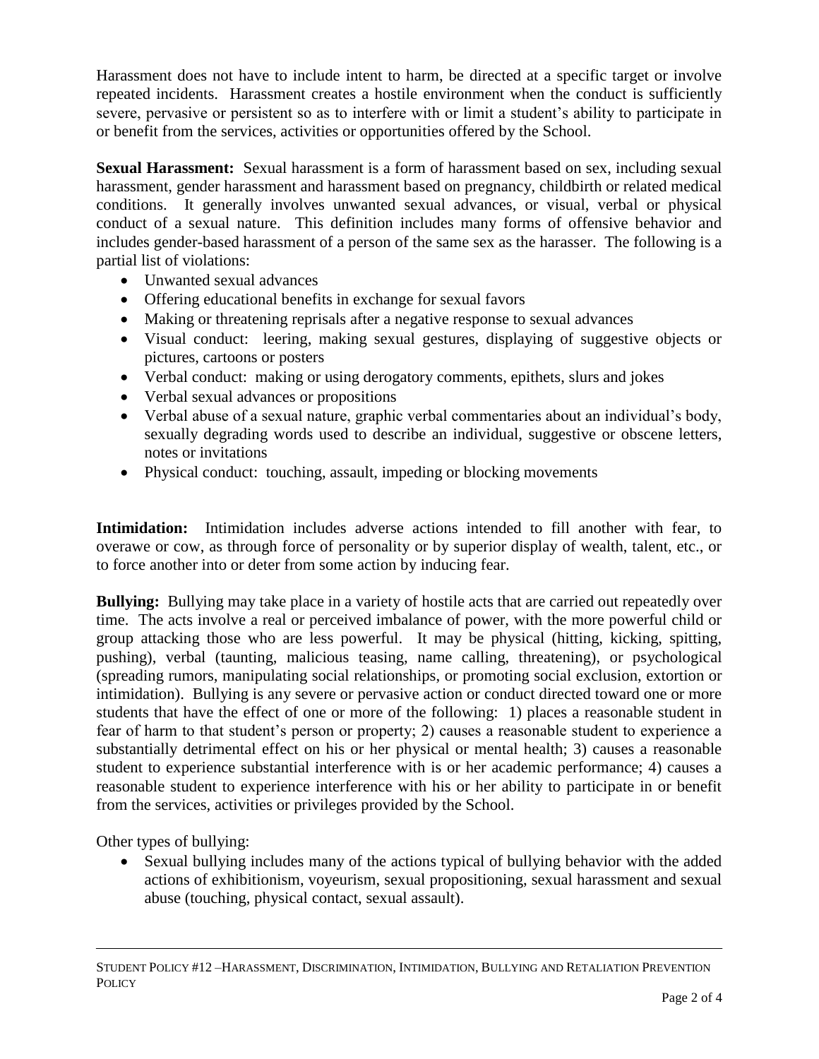Harassment does not have to include intent to harm, be directed at a specific target or involve repeated incidents. Harassment creates a hostile environment when the conduct is sufficiently severe, pervasive or persistent so as to interfere with or limit a student's ability to participate in or benefit from the services, activities or opportunities offered by the School.

**Sexual Harassment:** Sexual harassment is a form of harassment based on sex, including sexual harassment, gender harassment and harassment based on pregnancy, childbirth or related medical conditions. It generally involves unwanted sexual advances, or visual, verbal or physical conduct of a sexual nature. This definition includes many forms of offensive behavior and includes gender-based harassment of a person of the same sex as the harasser. The following is a partial list of violations:

- Unwanted sexual advances
- Offering educational benefits in exchange for sexual favors
- Making or threatening reprisals after a negative response to sexual advances
- Visual conduct: leering, making sexual gestures, displaying of suggestive objects or pictures, cartoons or posters
- Verbal conduct: making or using derogatory comments, epithets, slurs and jokes
- Verbal sexual advances or propositions
- Verbal abuse of a sexual nature, graphic verbal commentaries about an individual's body, sexually degrading words used to describe an individual, suggestive or obscene letters, notes or invitations
- Physical conduct: touching, assault, impeding or blocking movements

**Intimidation:** Intimidation includes adverse actions intended to fill another with fear, to overawe or cow, as through force of personality or by superior display of wealth, talent, etc., or to force another into or deter from some action by inducing fear.

**Bullying:** Bullying may take place in a variety of hostile acts that are carried out repeatedly over time. The acts involve a real or perceived imbalance of power, with the more powerful child or group attacking those who are less powerful. It may be physical (hitting, kicking, spitting, pushing), verbal (taunting, malicious teasing, name calling, threatening), or psychological (spreading rumors, manipulating social relationships, or promoting social exclusion, extortion or intimidation). Bullying is any severe or pervasive action or conduct directed toward one or more students that have the effect of one or more of the following: 1) places a reasonable student in fear of harm to that student's person or property; 2) causes a reasonable student to experience a substantially detrimental effect on his or her physical or mental health; 3) causes a reasonable student to experience substantial interference with is or her academic performance; 4) causes a reasonable student to experience interference with his or her ability to participate in or benefit from the services, activities or privileges provided by the School.

Other types of bullying:

- Sexual bullying includes many of the actions typical of bullying behavior with the added actions of exhibitionism, voyeurism, sexual propositioning, sexual harassment and sexual abuse (touching, physical contact, sexual assault).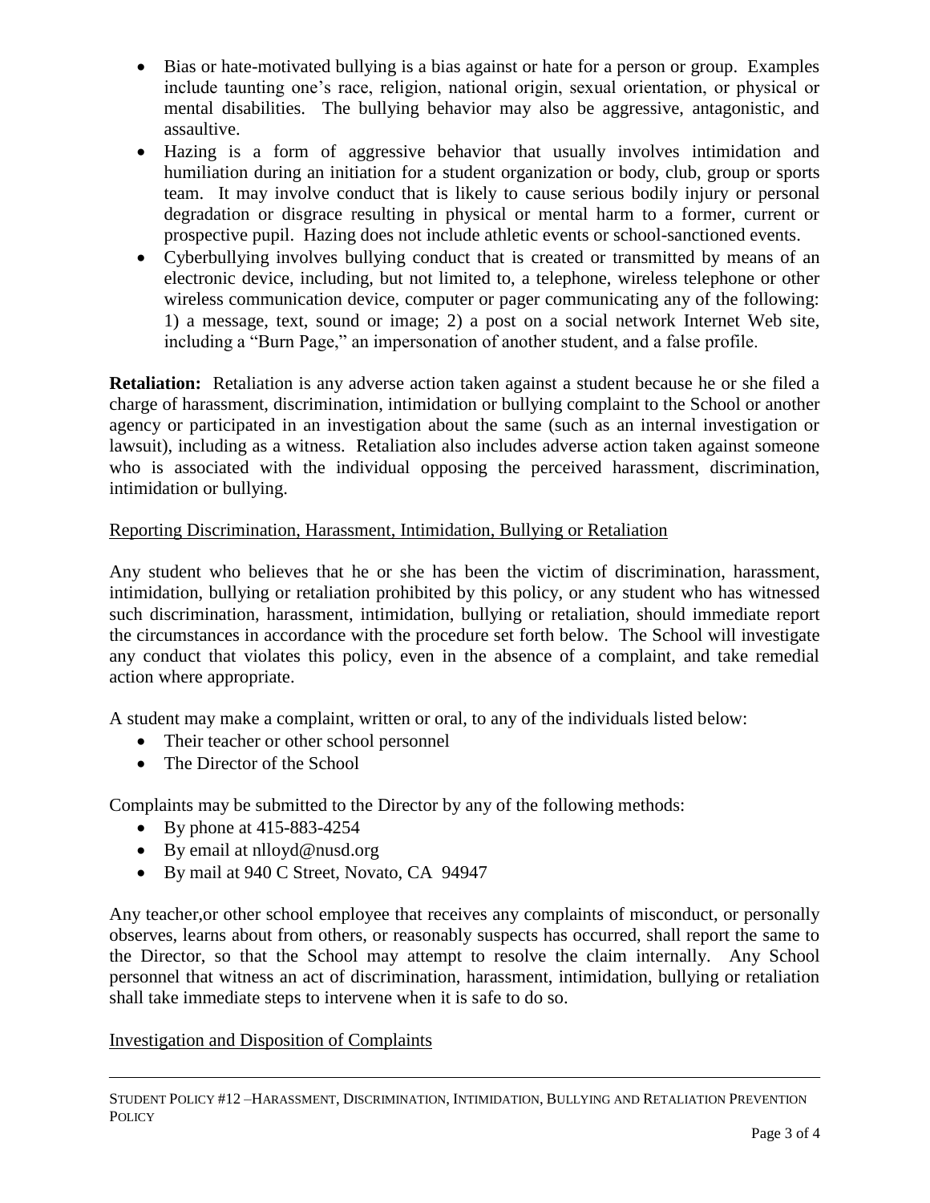- Bias or hate-motivated bullying is a bias against or hate for a person or group. Examples include taunting one's race, religion, national origin, sexual orientation, or physical or mental disabilities. The bullying behavior may also be aggressive, antagonistic, and assaultive.
- Hazing is a form of aggressive behavior that usually involves intimidation and humiliation during an initiation for a student organization or body, club, group or sports team. It may involve conduct that is likely to cause serious bodily injury or personal degradation or disgrace resulting in physical or mental harm to a former, current or prospective pupil. Hazing does not include athletic events or school-sanctioned events.
- Cyberbullying involves bullying conduct that is created or transmitted by means of an electronic device, including, but not limited to, a telephone, wireless telephone or other wireless communication device, computer or pager communicating any of the following: 1) a message, text, sound or image; 2) a post on a social network Internet Web site, including a "Burn Page," an impersonation of another student, and a false profile.

**Retaliation:** Retaliation is any adverse action taken against a student because he or she filed a charge of harassment, discrimination, intimidation or bullying complaint to the School or another agency or participated in an investigation about the same (such as an internal investigation or lawsuit), including as a witness. Retaliation also includes adverse action taken against someone who is associated with the individual opposing the perceived harassment, discrimination, intimidation or bullying.

<u>Reporting Discrimination, Harassment, Intimidation, Bullying or Retaliation</u>

Any student who believes that he or she has been the victim of discrimination, harassment, intimidation, bullying or retaliation prohibited by this policy, or any student who has witnessed such discrimination, harassment, intimidation, bullying or retaliation, should immediate report the circumstances in accordance with the procedure set forth below. The School will investigate any conduct that violates this policy, even in the absence of a complaint, and take remedial action where appropriate.

A student may make a complaint, written or oral, to any of the individuals listed below:

- Their teacher or other school personnel
- The Director of the School

Complaints may be submitted to the Director by any of the following methods:

- By phone at 415-883-4254
- By email at nlloyd@nusd.org
- By mail at 940 C Street, Novato, CA 94947

Any teacher,or other school employee that receives any complaints of misconduct, or personally observes, learns about from others, or reasonably suspects has occurred, shall report the same to the Director, so that the School may attempt to resolve the claim internally. Any School personnel that witness an act of discrimination, harassment, intimidation, bullying or retaliation shall take immediate steps to intervene when it is safe to do so.

<u>Investigation and Disposition of Complaints</u>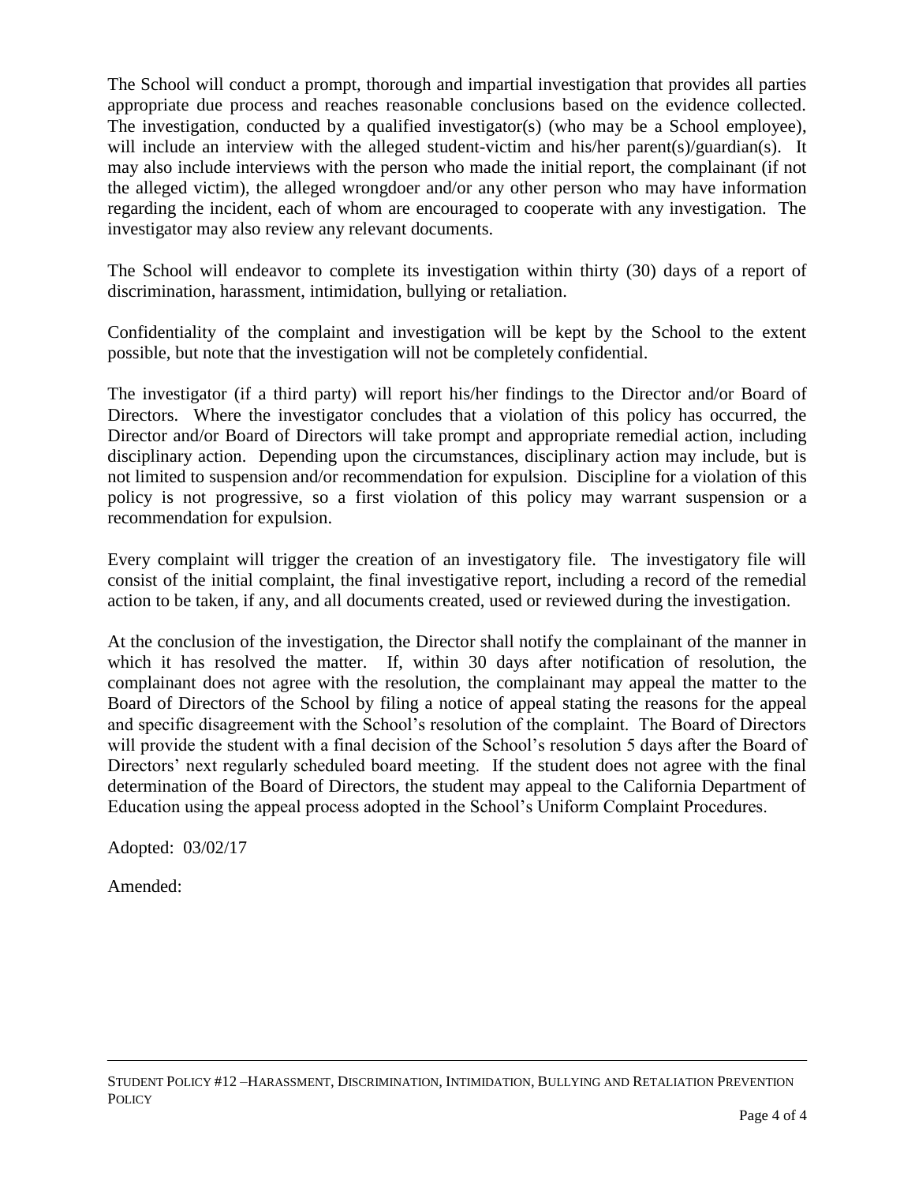The School will conduct a prompt, thorough and impartial investigation that provides all parties appropriate due process and reaches reasonable conclusions based on the evidence collected. The investigation, conducted by a qualified investigator(s) (who may be a School employee), will include an interview with the alleged student-victim and his/her parent(s)/guardian(s). It may also include interviews with the person who made the initial report, the complainant (if not the alleged victim), the alleged wrongdoer and/or any other person who may have information regarding the incident, each of whom are encouraged to cooperate with any investigation. The investigator may also review any relevant documents.

The School will endeavor to complete its investigation within thirty (30) days of a report of discrimination, harassment, intimidation, bullying or retaliation.

Confidentiality of the complaint and investigation will be kept by the School to the extent possible, but note that the investigation will not be completely confidential.

The investigator (if a third party) will report his/her findings to the Director and/or Board of Directors. Where the investigator concludes that a violation of this policy has occurred, the Director and/or Board of Directors will take prompt and appropriate remedial action, including disciplinary action. Depending upon the circumstances, disciplinary action may include, but is not limited to suspension and/or recommendation for expulsion. Discipline for a violation of this policy is not progressive, so a first violation of this policy may warrant suspension or a recommendation for expulsion.

Every complaint will trigger the creation of an investigatory file. The investigatory file will consist of the initial complaint, the final investigative report, including a record of the remedial action to be taken, if any, and all documents created, used or reviewed during the investigation.

At the conclusion of the investigation, the Director shall notify the complainant of the manner in which it has resolved the matter. If, within 30 days after notification of resolution, the complainant does not agree with the resolution, the complainant may appeal the matter to the Board of Directors of the School by filing a notice of appeal stating the reasons for the appeal and specific disagreement with the School's resolution of the complaint. The Board of Directors will provide the student with a final decision of the School's resolution 5 days after the Board of Directors' next regularly scheduled board meeting. If the student does not agree with the final determination of the Board of Directors, the student may appeal to the California Department of Education using the appeal process adopted in the School's Uniform Complaint Procedures.

Adopted: 03/02/17

Amended: